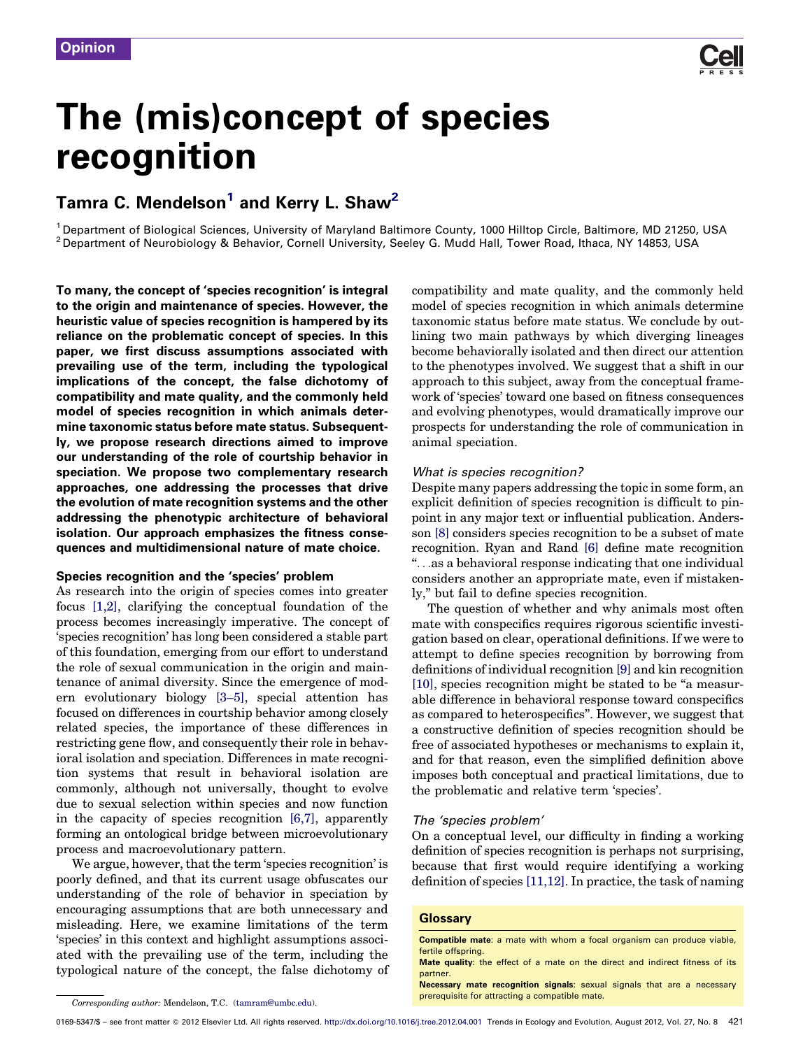Opinion

# The (mis)concept of species recognition

## Tamra C. Mendelson[1] and Kerry L. Shaw[2]

[1] Department of Biological Sciences, University of Maryland Baltimore County, 1000 Hilltop Circle, Baltimore, MD 21250, USA
[2] Department of Neurobiology & Behavior, Cornell University, Seeley G. Mudd Hall, Tower Road, Ithaca, NY 14853, USA

**To many, the concept of 'species recognition' is integral to the origin and maintenance of species. However, the heuristic value of species recognition is hampered by its reliance on the problematic concept of species. In this paper, we first discuss assumptions associated with prevailing use of the term, including the typological implications of the concept, the false dichotomy of compatibility and mate quality, and the commonly held model of species recognition in which animals determine taxonomic status before mate status. Subsequently, we propose research directions aimed to improve our understanding of the role of courtship behavior in speciation. We propose two complementary research approaches, one addressing the processes that drive the evolution of mate recognition systems and the other addressing the phenotypic architecture of behavioral isolation. Our approach emphasizes the fitness consequences and multidimensional nature of mate choice.**

## Species recognition and the 'species' problem

As research into the origin of species comes into greater focus [1,2], clarifying the conceptual foundation of the process becomes increasingly imperative. The concept of 'species recognition' has long been considered a stable part of this foundation, emerging from our effort to understand the role of sexual communication in the origin and maintenance of animal diversity. Since the emergence of modern evolutionary biology [3–5], special attention has focused on differences in courtship behavior among closely related species, the importance of these differences in restricting gene flow, and consequently their role in behavioral isolation and speciation. Differences in mate recognition systems that result in behavioral isolation are commonly, although not universally, thought to evolve due to sexual selection within species and now function in the capacity of species recognition [6,7], apparently forming an ontological bridge between microevolutionary process and macroevolutionary pattern.

We argue, however, that the term 'species recognition' is poorly defined, and that its current usage obfuscates our understanding of the role of behavior in speciation by encouraging assumptions that are both unnecessary and misleading. Here, we examine limitations of the term 'species' in this context and highlight assumptions associated with the prevailing use of the term, including the typological nature of the concept, the false dichotomy of compatibility and mate quality, and the commonly held model of species recognition in which animals determine taxonomic status before mate status. We conclude by outlining two main pathways by which diverging lineages become behaviorally isolated and then direct our attention to the phenotypes involved. We suggest that a shift in our approach to this subject, away from the conceptual framework of 'species' toward one based on fitness consequences and evolving phenotypes, would dramatically improve our prospects for understanding the role of communication in animal speciation.

### *What is species recognition?*

Despite many papers addressing the topic in some form, an explicit definition of species recognition is difficult to pinpoint in any major text or influential publication. Andersson [8] considers species recognition to be a subset of mate recognition. Ryan and Rand [6] define mate recognition "...as a behavioral response indicating that one individual considers another an appropriate mate, even if mistakenly," but fail to define species recognition.

The question of whether and why animals most often mate with conspecifics requires rigorous scientific investigation based on clear, operational definitions. If we were to attempt to define species recognition by borrowing from definitions of individual recognition [9] and kin recognition [10], species recognition might be stated to be "a measurable difference in behavioral response toward conspecifics as compared to heterospecifics". However, we suggest that a constructive definition of species recognition should be free of associated hypotheses or mechanisms to explain it, and for that reason, even the simplified definition above imposes both conceptual and practical limitations, due to the problematic and relative term 'species'.

### *The 'species problem'*

On a conceptual level, our difficulty in finding a working definition of species recognition is perhaps not surprising, because that first would require identifying a working definition of species [11,12]. In practice, the task of naming

> **Glossary**
>
> **Compatible mate**: a mate with whom a focal organism can produce viable, fertile offspring.
>
> **Mate quality**: the effect of a mate on the direct and indirect fitness of its partner.
>
> **Necessary mate recognition signals**: sexual signals that are a necessary prerequisite for attracting a compatible mate.

*Corresponding author:* Mendelson, T.C. (tamram@umbc.edu).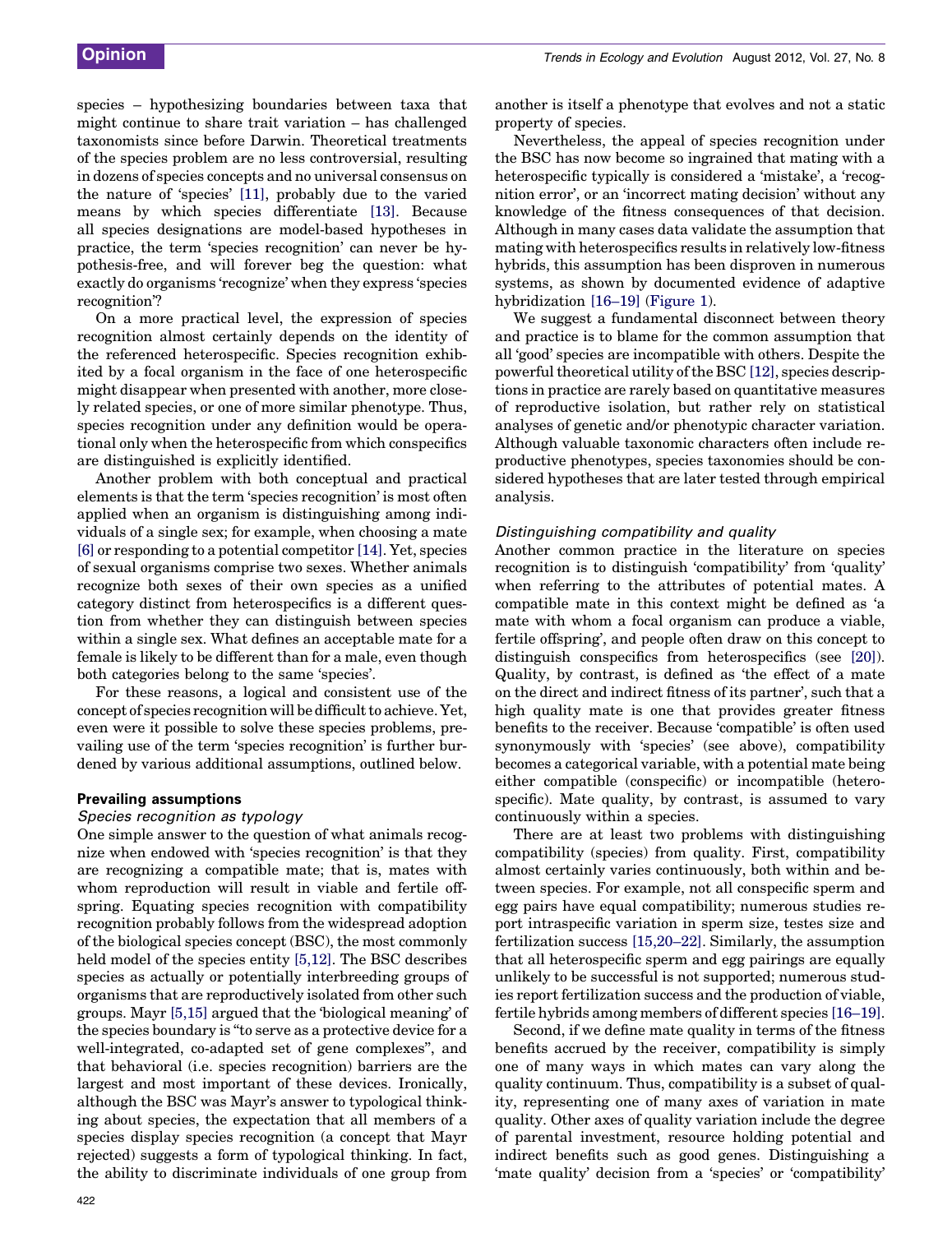species – hypothesizing boundaries between taxa that might continue to share trait variation – has challenged taxonomists since before Darwin. Theoretical treatments of the species problem are no less controversial, resulting in dozens of species concepts and no universal consensus on the nature of 'species' [11], probably due to the varied means by which species differentiate [13]. Because all species designations are model-based hypotheses in practice, the term 'species recognition' can never be hypothesis-free, and will forever beg the question: what exactly do organisms 'recognize' when they express 'species recognition'?

On a more practical level, the expression of species recognition almost certainly depends on the identity of the referenced heterospecific. Species recognition exhibited by a focal organism in the face of one heterospecific might disappear when presented with another, more closely related species, or one of more similar phenotype. Thus, species recognition under any definition would be operational only when the heterospecific from which conspecifics are distinguished is explicitly identified.

Another problem with both conceptual and practical elements is that the term 'species recognition' is most often applied when an organism is distinguishing among individuals of a single sex; for example, when choosing a mate [6] or responding to a potential competitor [14]. Yet, species of sexual organisms comprise two sexes. Whether animals recognize both sexes of their own species as a unified category distinct from heterospecifics is a different question from whether they can distinguish between species within a single sex. What defines an acceptable mate for a female is likely to be different than for a male, even though both categories belong to the same 'species'.

For these reasons, a logical and consistent use of the concept of species recognition will be difficult to achieve. Yet, even were it possible to solve these species problems, prevailing use of the term 'species recognition' is further burdened by various additional assumptions, outlined below.

## Prevailing assumptions

### *Species recognition as typology*

One simple answer to the question of what animals recognize when endowed with 'species recognition' is that they are recognizing a compatible mate; that is, mates with whom reproduction will result in viable and fertile offspring. Equating species recognition with compatibility recognition probably follows from the widespread adoption of the biological species concept (BSC), the most commonly held model of the species entity [5,12]. The BSC describes species as actually or potentially interbreeding groups of organisms that are reproductively isolated from other such groups. Mayr [5,15] argued that the 'biological meaning' of the species boundary is "to serve as a protective device for a well-integrated, co-adapted set of gene complexes", and that behavioral (i.e. species recognition) barriers are the largest and most important of these devices. Ironically, although the BSC was Mayr's answer to typological thinking about species, the expectation that all members of a species display species recognition (a concept that Mayr rejected) suggests a form of typological thinking. In fact, the ability to discriminate individuals of one group from another is itself a phenotype that evolves and not a static property of species.

Nevertheless, the appeal of species recognition under the BSC has now become so ingrained that mating with a heterospecific typically is considered a 'mistake', a 'recognition error', or an 'incorrect mating decision' without any knowledge of the fitness consequences of that decision. Although in many cases data validate the assumption that mating with heterospecifics results in relatively low-fitness hybrids, this assumption has been disproven in numerous systems, as shown by documented evidence of adaptive hybridization [16–19] (Figure 1).

We suggest a fundamental disconnect between theory and practice is to blame for the common assumption that all 'good' species are incompatible with others. Despite the powerful theoretical utility of the BSC [12], species descriptions in practice are rarely based on quantitative measures of reproductive isolation, but rather rely on statistical analyses of genetic and/or phenotypic character variation. Although valuable taxonomic characters often include reproductive phenotypes, species taxonomies should be considered hypotheses that are later tested through empirical analysis.

### *Distinguishing compatibility and quality*

Another common practice in the literature on species recognition is to distinguish 'compatibility' from 'quality' when referring to the attributes of potential mates. A compatible mate in this context might be defined as 'a mate with whom a focal organism can produce a viable, fertile offspring', and people often draw on this concept to distinguish conspecifics from heterospecifics (see [20]). Quality, by contrast, is defined as 'the effect of a mate on the direct and indirect fitness of its partner', such that a high quality mate is one that provides greater fitness benefits to the receiver. Because 'compatible' is often used synonymously with 'species' (see above), compatibility becomes a categorical variable, with a potential mate being either compatible (conspecific) or incompatible (heterospecific). Mate quality, by contrast, is assumed to vary continuously within a species.

There are at least two problems with distinguishing compatibility (species) from quality. First, compatibility almost certainly varies continuously, both within and between species. For example, not all conspecific sperm and egg pairs have equal compatibility; numerous studies report intraspecific variation in sperm size, testes size and fertilization success [15,20–22]. Similarly, the assumption that all heterospecific sperm and egg pairings are equally unlikely to be successful is not supported; numerous studies report fertilization success and the production of viable, fertile hybrids among members of different species [16–19].

Second, if we define mate quality in terms of the fitness benefits accrued by the receiver, compatibility is simply one of many ways in which mates can vary along the quality continuum. Thus, compatibility is a subset of quality, representing one of many axes of variation in mate quality. Other axes of quality variation include the degree of parental investment, resource holding potential and indirect benefits such as good genes. Distinguishing a 'mate quality' decision from a 'species' or 'compatibility'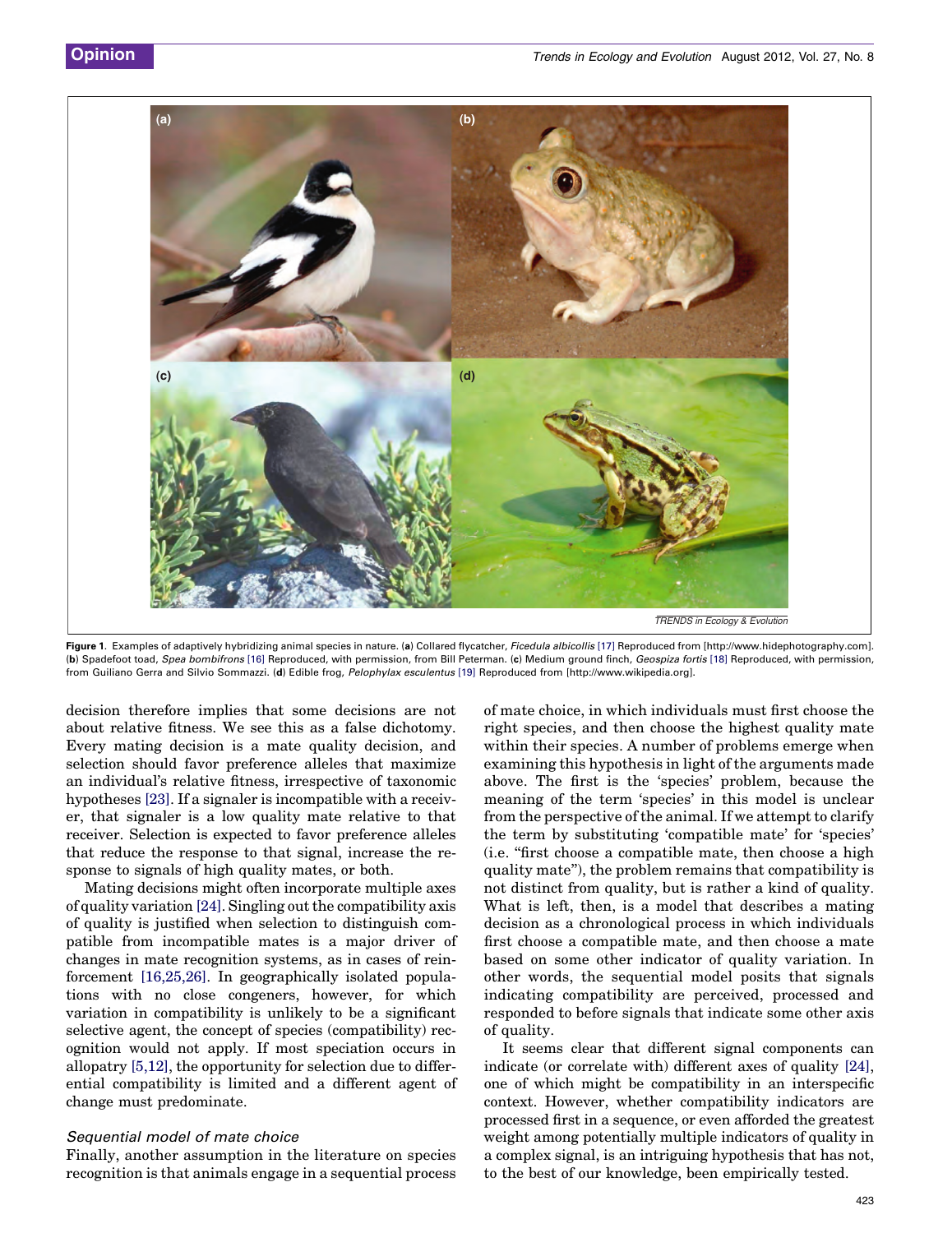Figure 1. Examples of adaptively hybridizing animal species in nature. (**a**) Collared flycatcher, *Ficedula albicollis* [17] Reproduced from [http://www.hidephotography.com]. (**b**) Spadefoot toad, *Spea bombifrons* [16] Reproduced, with permission, from Bill Peterman. (**c**) Medium ground finch, *Geospiza fortis* [18] Reproduced, with permission, from Guiliano Gerra and Silvio Sommazzi. (**d**) Edible frog, *Pelophylax esculentus* [19] Reproduced from [http://www.wikipedia.org].

decision therefore implies that some decisions are not about relative fitness. We see this as a false dichotomy. Every mating decision is a mate quality decision, and selection should favor preference alleles that maximize an individual's relative fitness, irrespective of taxonomic hypotheses [23]. If a signaler is incompatible with a receiver, that signaler is a low quality mate relative to that receiver. Selection is expected to favor preference alleles that reduce the response to that signal, increase the response to signals of high quality mates, or both.

Mating decisions might often incorporate multiple axes of quality variation [24]. Singling out the compatibility axis of quality is justified when selection to distinguish compatible from incompatible mates is a major driver of changes in mate recognition systems, as in cases of reinforcement [16,25,26]. In geographically isolated populations with no close congeners, however, for which variation in compatibility is unlikely to be a significant selective agent, the concept of species (compatibility) recognition would not apply. If most speciation occurs in allopatry [5,12], the opportunity for selection due to differential compatibility is limited and a different agent of change must predominate.

### *Sequential model of mate choice*

Finally, another assumption in the literature on species recognition is that animals engage in a sequential process of mate choice, in which individuals must first choose the right species, and then choose the highest quality mate within their species. A number of problems emerge when examining this hypothesis in light of the arguments made above. The first is the 'species' problem, because the meaning of the term 'species' in this model is unclear from the perspective of the animal. If we attempt to clarify the term by substituting 'compatible mate' for 'species' (i.e. "first choose a compatible mate, then choose a high quality mate"), the problem remains that compatibility is not distinct from quality, but is rather a kind of quality. What is left, then, is a model that describes a mating decision as a chronological process in which individuals first choose a compatible mate, and then choose a mate based on some other indicator of quality variation. In other words, the sequential model posits that signals indicating compatibility are perceived, processed and responded to before signals that indicate some other axis of quality.

It seems clear that different signal components can indicate (or correlate with) different axes of quality [24], one of which might be compatibility in an interspecific context. However, whether compatibility indicators are processed first in a sequence, or even afforded the greatest weight among potentially multiple indicators of quality in a complex signal, is an intriguing hypothesis that has not, to the best of our knowledge, been empirically tested.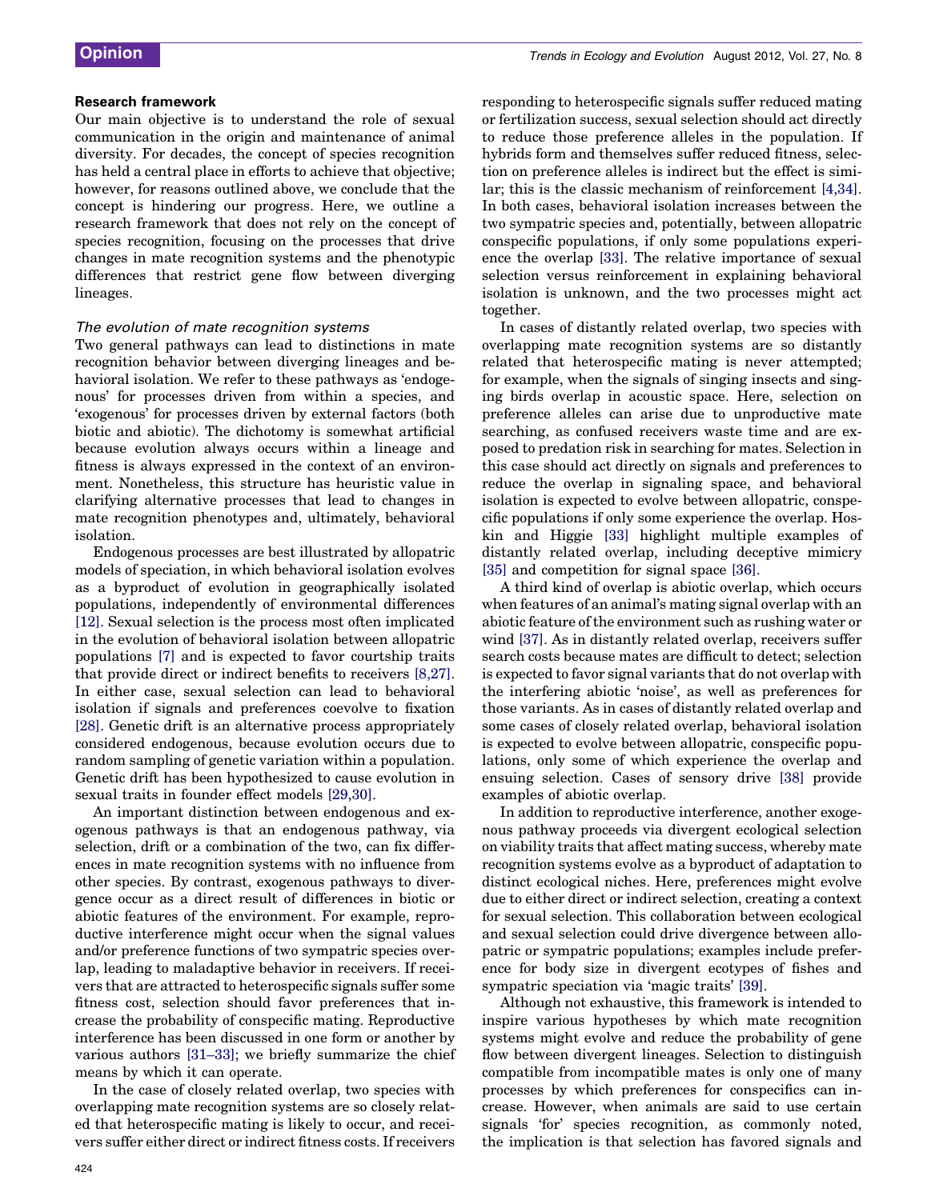## Research framework

Our main objective is to understand the role of sexual communication in the origin and maintenance of animal diversity. For decades, the concept of species recognition has held a central place in efforts to achieve that objective; however, for reasons outlined above, we conclude that the concept is hindering our progress. Here, we outline a research framework that does not rely on the concept of species recognition, focusing on the processes that drive changes in mate recognition systems and the phenotypic differences that restrict gene flow between diverging lineages.

### *The evolution of mate recognition systems*

Two general pathways can lead to distinctions in mate recognition behavior between diverging lineages and behavioral isolation. We refer to these pathways as 'endogenous' for processes driven from within a species, and 'exogenous' for processes driven by external factors (both biotic and abiotic). The dichotomy is somewhat artificial because evolution always occurs within a lineage and fitness is always expressed in the context of an environment. Nonetheless, this structure has heuristic value in clarifying alternative processes that lead to changes in mate recognition phenotypes and, ultimately, behavioral isolation.

Endogenous processes are best illustrated by allopatric models of speciation, in which behavioral isolation evolves as a byproduct of evolution in geographically isolated populations, independently of environmental differences [12]. Sexual selection is the process most often implicated in the evolution of behavioral isolation between allopatric populations [7] and is expected to favor courtship traits that provide direct or indirect benefits to receivers [8,27]. In either case, sexual selection can lead to behavioral isolation if signals and preferences coevolve to fixation [28]. Genetic drift is an alternative process appropriately considered endogenous, because evolution occurs due to random sampling of genetic variation within a population. Genetic drift has been hypothesized to cause evolution in sexual traits in founder effect models [29,30].

An important distinction between endogenous and exogenous pathways is that an endogenous pathway, via selection, drift or a combination of the two, can fix differences in mate recognition systems with no influence from other species. By contrast, exogenous pathways to divergence occur as a direct result of differences in biotic or abiotic features of the environment. For example, reproductive interference might occur when the signal values and/or preference functions of two sympatric species overlap, leading to maladaptive behavior in receivers. If receivers that are attracted to heterospecific signals suffer some fitness cost, selection should favor preferences that increase the probability of conspecific mating. Reproductive interference has been discussed in one form or another by various authors [31–33]; we briefly summarize the chief means by which it can operate.

In the case of closely related overlap, two species with overlapping mate recognition systems are so closely related that heterospecific mating is likely to occur, and receivers suffer either direct or indirect fitness costs. If receivers responding to heterospecific signals suffer reduced mating or fertilization success, sexual selection should act directly to reduce those preference alleles in the population. If hybrids form and themselves suffer reduced fitness, selection on preference alleles is indirect but the effect is similar; this is the classic mechanism of reinforcement [4,34]. In both cases, behavioral isolation increases between the two sympatric species and, potentially, between allopatric conspecific populations, if only some populations experience the overlap [33]. The relative importance of sexual selection versus reinforcement in explaining behavioral isolation is unknown, and the two processes might act together.

In cases of distantly related overlap, two species with overlapping mate recognition systems are so distantly related that heterospecific mating is never attempted; for example, when the signals of singing insects and singing birds overlap in acoustic space. Here, selection on preference alleles can arise due to unproductive mate searching, as confused receivers waste time and are exposed to predation risk in searching for mates. Selection in this case should act directly on signals and preferences to reduce the overlap in signaling space, and behavioral isolation is expected to evolve between allopatric, conspecific populations if only some experience the overlap. Hoskin and Higgie [33] highlight multiple examples of distantly related overlap, including deceptive mimicry [35] and competition for signal space [36].

A third kind of overlap is abiotic overlap, which occurs when features of an animal's mating signal overlap with an abiotic feature of the environment such as rushing water or wind [37]. As in distantly related overlap, receivers suffer search costs because mates are difficult to detect; selection is expected to favor signal variants that do not overlap with the interfering abiotic 'noise', as well as preferences for those variants. As in cases of distantly related overlap and some cases of closely related overlap, behavioral isolation is expected to evolve between allopatric, conspecific populations, only some of which experience the overlap and ensuing selection. Cases of sensory drive [38] provide examples of abiotic overlap.

In addition to reproductive interference, another exogenous pathway proceeds via divergent ecological selection on viability traits that affect mating success, whereby mate recognition systems evolve as a byproduct of adaptation to distinct ecological niches. Here, preferences might evolve due to either direct or indirect selection, creating a context for sexual selection. This collaboration between ecological and sexual selection could drive divergence between allopatric or sympatric populations; examples include preference for body size in divergent ecotypes of fishes and sympatric speciation via 'magic traits' [39].

Although not exhaustive, this framework is intended to inspire various hypotheses by which mate recognition systems might evolve and reduce the probability of gene flow between divergent lineages. Selection to distinguish compatible from incompatible mates is only one of many processes by which preferences for conspecifics can increase. However, when animals are said to use certain signals 'for' species recognition, as commonly noted, the implication is that selection has favored signals and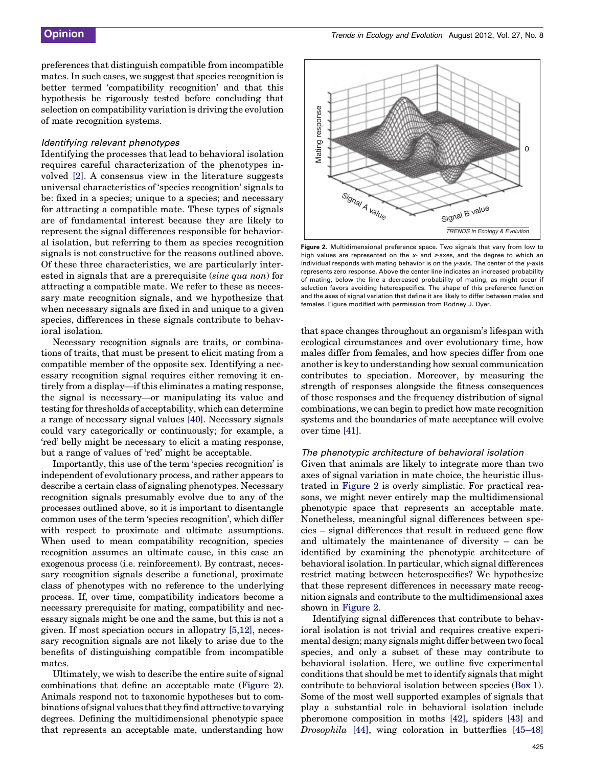preferences that distinguish compatible from incompatible mates. In such cases, we suggest that species recognition is better termed 'compatibility recognition' and that this hypothesis be rigorously tested before concluding that selection on compatibility variation is driving the evolution of mate recognition systems.

### *Identifying relevant phenotypes*

Identifying the processes that lead to behavioral isolation requires careful characterization of the phenotypes involved [2]. A consensus view in the literature suggests universal characteristics of 'species recognition' signals to be: fixed in a species; unique to a species; and necessary for attracting a compatible mate. These types of signals are of fundamental interest because they are likely to represent the signal differences responsible for behavioral isolation, but referring to them as species recognition signals is not constructive for the reasons outlined above. Of these three characteristics, we are particularly interested in signals that are a prerequisite (*sine qua non*) for attracting a compatible mate. We refer to these as necessary mate recognition signals, and we hypothesize that when necessary signals are fixed in and unique to a given species, differences in these signals contribute to behavioral isolation.

Necessary recognition signals are traits, or combinations of traits, that must be present to elicit mating from a compatible member of the opposite sex. Identifying a necessary recognition signal requires either removing it entirely from a display—if this eliminates a mating response, the signal is necessary—or manipulating its value and testing for thresholds of acceptability, which can determine a range of necessary signal values [40]. Necessary signals could vary categorically or continuously; for example, a 'red' belly might be necessary to elicit a mating response, but a range of values of 'red' might be acceptable.

Importantly, this use of the term 'species recognition' is independent of evolutionary process, and rather appears to describe a certain class of signaling phenotypes. Necessary recognition signals presumably evolve due to any of the processes outlined above, so it is important to disentangle common uses of the term 'species recognition', which differ with respect to proximate and ultimate assumptions. When used to mean compatibility recognition, species recognition assumes an ultimate cause, in this case an exogenous process (i.e. reinforcement). By contrast, necessary recognition signals describe a functional, proximate class of phenotypes with no reference to the underlying process. If, over time, compatibility indicators become a necessary prerequisite for mating, compatibility and necessary signals might be one and the same, but this is not a given. If most speciation occurs in allopatry [5,12], necessary recognition signals are not likely to arise due to the benefits of distinguishing compatible from incompatible mates.

Ultimately, we wish to describe the entire suite of signal combinations that define an acceptable mate (Figure 2). Animals respond not to taxonomic hypotheses but to combinations of signal values that they find attractive to varying degrees. Defining the multidimensional phenotypic space that represents an acceptable mate, understanding how that space changes throughout an organism's lifespan with ecological circumstances and over evolutionary time, how males differ from females, and how species differ from one another is key to understanding how sexual communication contributes to speciation. Moreover, by measuring the strength of responses alongside the fitness consequences of those responses and the frequency distribution of signal combinations, we can begin to predict how mate recognition systems and the boundaries of mate acceptance will evolve over time [41].

**Figure 2.** Multidimensional preference space. Two signals that vary from low to high values are represented on the *x*- and *z*-axes, and the degree to which an individual responds with mating behavior is on the *y*-axis. The center of the *y*-axis represents zero response. Above the center line indicates an increased probability of mating, below the line a decreased probability of mating, as might occur if selection favors avoiding heterospecifics. The shape of this preference function and the axes of signal variation that define it are likely to differ between males and females. Figure modified with permission from Rodney J. Dyer.

### *The phenotypic architecture of behavioral isolation*

Given that animals are likely to integrate more than two axes of signal variation in mate choice, the heuristic illustrated in Figure 2 is overly simplistic. For practical reasons, we might never entirely map the multidimensional phenotypic space that represents an acceptable mate. Nonetheless, meaningful signal differences between species – signal differences that result in reduced gene flow and ultimately the maintenance of diversity – can be identified by examining the phenotypic architecture of behavioral isolation. In particular, which signal differences restrict mating between heterospecifics? We hypothesize that these represent differences in necessary mate recognition signals and contribute to the multidimensional axes shown in Figure 2.

Identifying signal differences that contribute to behavioral isolation is not trivial and requires creative experimental design; many signals might differ between two focal species, and only a subset of these may contribute to behavioral isolation. Here, we outline five experimental conditions that should be met to identify signals that might contribute to behavioral isolation between species (Box 1). Some of the most well supported examples of signals that play a substantial role in behavioral isolation include pheromone composition in moths [42], spiders [43] and *Drosophila* [44], wing coloration in butterflies [45–48]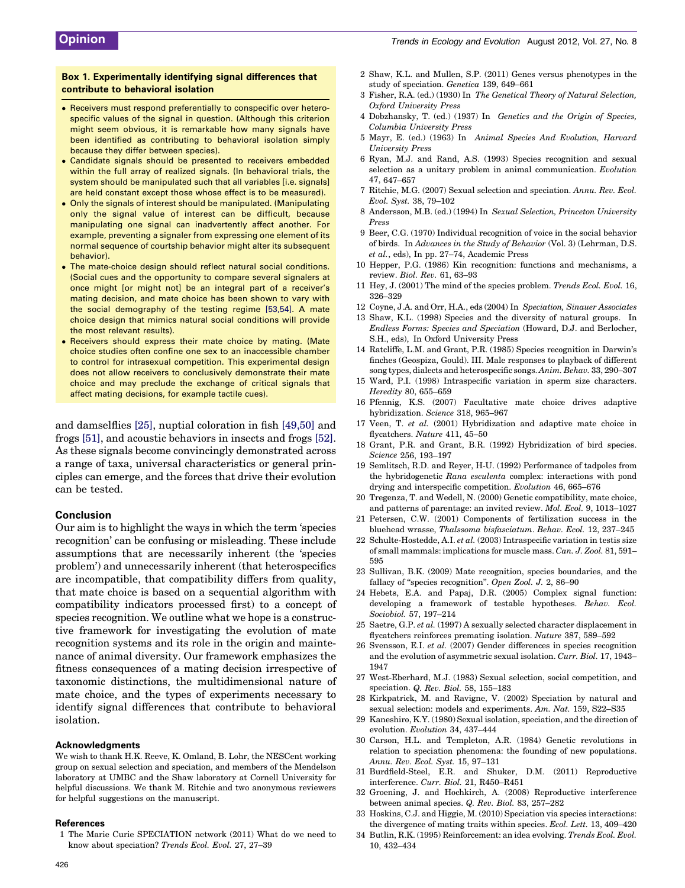### Box 1. Experimentally identifying signal differences that contribute to behavioral isolation

- Receivers must respond preferentially to conspecific over heterospecific values of the signal in question. (Although this criterion might seem obvious, it is remarkable how many signals have been identified as contributing to behavioral isolation simply because they differ between species).
- Candidate signals should be presented to receivers embedded within the full array of realized signals. (In behavioral trials, the system should be manipulated such that all variables [i.e. signals] are held constant except those whose effect is to be measured).
- Only the signals of interest should be manipulated. (Manipulating only the signal value of interest can be difficult, because manipulating one signal can inadvertently affect another. For example, preventing a signaler from expressing one element of its normal sequence of courtship behavior might alter its subsequent behavior).
- The mate-choice design should reflect natural social conditions. (Social cues and the opportunity to compare several signalers at once might [or might not] be an integral part of a receiver's mating decision, and mate choice has been shown to vary with the social demography of the testing regime [53,54]. A mate choice design that mimics natural social conditions will provide the most relevant results).
- Receivers should express their mate choice by mating. (Mate choice studies often confine one sex to an inaccessible chamber to control for intrasexual competition. This experimental design does not allow receivers to conclusively demonstrate their mate choice and may preclude the exchange of critical signals that affect mating decisions, for example tactile cues).

and damselflies [25], nuptial coloration in fish [49,50] and frogs [51], and acoustic behaviors in insects and frogs [52]. As these signals become convincingly demonstrated across a range of taxa, universal characteristics or general principles can emerge, and the forces that drive their evolution can be tested.

## Conclusion

Our aim is to highlight the ways in which the term 'species recognition' can be confusing or misleading. These include assumptions that are necessarily inherent (the 'species problem') and unnecessarily inherent (that heterospecifics are incompatible, that compatibility differs from quality, that mate choice is based on a sequential algorithm with compatibility indicators processed first) to a concept of species recognition. We outline what we hope is a constructive framework for investigating the evolution of mate recognition systems and its role in the origin and maintenance of animal diversity. Our framework emphasizes the fitness consequences of a mating decision irrespective of taxonomic distinctions, the multidimensional nature of mate choice, and the types of experiments necessary to identify signal differences that contribute to behavioral isolation.

### Acknowledgments

We wish to thank H.K. Reeve, K. Omland, B. Lohr, the NESCent working group on sexual selection and speciation, and members of the Mendelson laboratory at UMBC and the Shaw laboratory at Cornell University for helpful discussions. We thank M. Ritchie and two anonymous reviewers for helpful suggestions on the manuscript.

### References

1 The Marie Curie SPECIATION network (2011) What do we need to know about speciation? *Trends Ecol. Evol.* 27, 27–39

2 Shaw, K.L. and Mullen, S.P. (2011) Genes versus phenotypes in the study of speciation. *Genetica* 139, 649–661

3 Fisher, R.A. (ed.) (1930) In *The Genetical Theory of Natural Selection, Oxford University Press*

4 Dobzhansky, T. (ed.) (1937) In *Genetics and the Origin of Species, Columbia University Press*

5 Mayr, E. (ed.) (1963) In *Animal Species And Evolution, Harvard University Press*

6 Ryan, M.J. and Rand, A.S. (1993) Species recognition and sexual selection as a unitary problem in animal communication. *Evolution* 47, 647–657

7 Ritchie, M.G. (2007) Sexual selection and speciation. *Annu. Rev. Ecol. Evol. Syst.* 38, 79–102

8 Andersson, M.B. (ed.) (1994) In *Sexual Selection, Princeton University Press*

9 Beer, C.G. (1970) Individual recognition of voice in the social behavior of birds. In *Advances in the Study of Behavior* (Vol. 3) (Lehrman, D.S. *et al.*, eds), In pp. 27–74, Academic Press

10 Hepper, P.G. (1986) Kin recognition: functions and mechanisms, a review. *Biol. Rev.* 61, 63–93

11 Hey, J. (2001) The mind of the species problem. *Trends Ecol. Evol.* 16, 326–329

12 Coyne, J.A. and Orr, H.A., eds (2004) In *Speciation, Sinauer Associates*

13 Shaw, K.L. (1998) Species and the diversity of natural groups. In *Endless Forms: Species and Speciation* (Howard, D.J. and Berlocher, S.H., eds), In Oxford University Press

14 Ratcliffe, L.M. and Grant, P.R. (1985) Species recognition in Darwin's finches (Geospiza, Gould). III. Male responses to playback of different song types, dialects and heterospecific songs. *Anim. Behav.* 33, 290–307

15 Ward, P.I. (1998) Intraspecific variation in sperm size characters. *Heredity* 80, 655–659

16 Pfennig, K.S. (2007) Facultative mate choice drives adaptive hybridization. *Science* 318, 965–967

17 Veen, T. *et al.* (2001) Hybridization and adaptive mate choice in flycatchers. *Nature* 411, 45–50

18 Grant, P.R. and Grant, B.R. (1992) Hybridization of bird species. *Science* 256, 193–197

19 Semlitsch, R.D. and Reyer, H-U. (1992) Performance of tadpoles from the hybridogenetic *Rana esculenta* complex: interactions with pond drying and interspecific competition. *Evolution* 46, 665–676

20 Tregenza, T. and Wedell, N. (2000) Genetic compatibility, mate choice, and patterns of parentage: an invited review. *Mol. Ecol.* 9, 1013–1027

21 Petersen, C.W. (2001) Components of fertilization success in the bluehead wrasse, *Thalssoma bisfasciatum*. *Behav. Ecol.* 12, 237–245

22 Schulte-Hostedde, A.I. *et al.* (2003) Intraspecific variation in testis size of small mammals: implications for muscle mass. *Can. J. Zool.* 81, 591–595

23 Sullivan, B.K. (2009) Mate recognition, species boundaries, and the fallacy of "species recognition". *Open Zool. J.* 2, 86–90

24 Hebets, E.A. and Papaj, D.R. (2005) Complex signal function: developing a framework of testable hypotheses. *Behav. Ecol. Sociobiol.* 57, 197–214

25 Saetre, G.P. *et al.* (1997) A sexually selected character displacement in flycatchers reinforces premating isolation. *Nature* 387, 589–592

26 Svensson, E.I. *et al.* (2007) Gender differences in species recognition and the evolution of asymmetric sexual isolation. *Curr. Biol.* 17, 1943–1947

27 West-Eberhard, M.J. (1983) Sexual selection, social competition, and speciation. *Q. Rev. Biol.* 58, 155–183

28 Kirkpatrick, M. and Ravigne, V. (2002) Speciation by natural and sexual selection: models and experiments. *Am. Nat.* 159, S22–S35

29 Kaneshiro, K.Y. (1980) Sexual isolation, speciation, and the direction of evolution. *Evolution* 34, 437–444

30 Carson, H.L. and Templeton, A.R. (1984) Genetic revolutions in relation to speciation phenomena: the founding of new populations. *Annu. Rev. Ecol. Syst.* 15, 97–131

31 Burdfield-Steel, E.R. and Shuker, D.M. (2011) Reproductive interference. *Curr. Biol.* 21, R450–R451

32 Groening, J. and Hochkirch, A. (2008) Reproductive interference between animal species. *Q. Rev. Biol.* 83, 257–282

33 Hoskins, C.J. and Higgie, M. (2010) Speciation via species interactions: the divergence of mating traits within species. *Ecol. Lett.* 13, 409–420

34 Butlin, R.K. (1995) Reinforcement: an idea evolving. *Trends Ecol. Evol.* 10, 432–434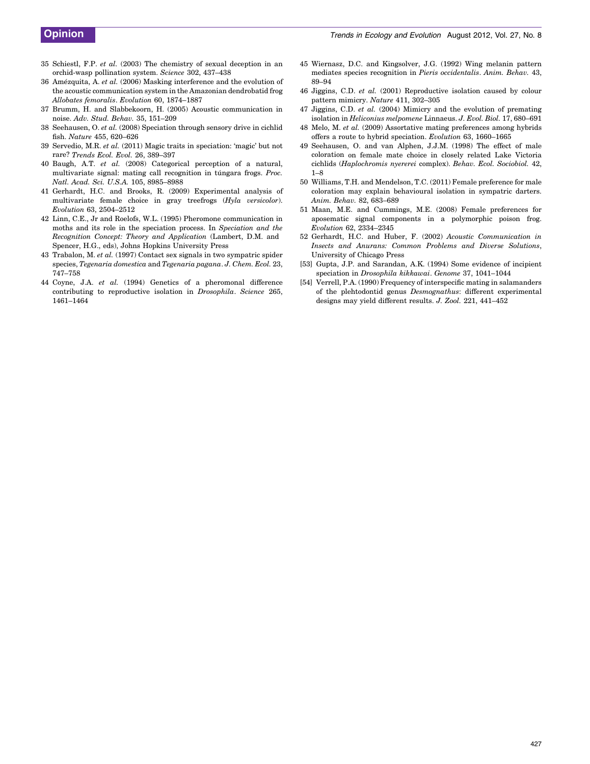35 Schiestl, F.P. *et al.* (2003) The chemistry of sexual deception in an orchid-wasp pollination system. *Science* 302, 437–438

36 Amézquita, A. *et al.* (2006) Masking interference and the evolution of the acoustic communication system in the Amazonian dendrobatid frog *Allobates femoralis*. *Evolution* 60, 1874–1887

37 Brumm, H. and Slabbekoorn, H. (2005) Acoustic communication in noise. *Adv. Stud. Behav.* 35, 151–209

38 Seehausen, O. *et al.* (2008) Speciation through sensory drive in cichlid fish. *Nature* 455, 620–626

39 Servedio, M.R. *et al.* (2011) Magic traits in speciation: 'magic' but not rare? *Trends Ecol. Evol.* 26, 389–397

40 Baugh, A.T. *et al.* (2008) Categorical perception of a natural, multivariate signal: mating call recognition in túngara frogs. *Proc. Natl. Acad. Sci. U.S.A.* 105, 8985–8988

41 Gerhardt, H.C. and Brooks, R. (2009) Experimental analysis of multivariate female choice in gray treefrogs (*Hyla versicolor*). *Evolution* 63, 2504–2512

42 Linn, C.E., Jr and Roelofs, W.L. (1995) Pheromone communication in moths and its role in the speciation process. In *Speciation and the Recognition Concept: Theory and Application* (Lambert, D.M. and Spencer, H.G., eds), Johns Hopkins University Press

43 Trabalon, M. *et al.* (1997) Contact sex signals in two sympatric spider species, *Tegenaria domestica* and *Tegenaria pagana*. *J. Chem. Ecol.* 23, 747–758

44 Coyne, J.A. *et al.* (1994) Genetics of a pheromonal difference contributing to reproductive isolation in *Drosophila*. *Science* 265, 1461–1464

45 Wiernasz, D.C. and Kingsolver, J.G. (1992) Wing melanin pattern mediates species recognition in *Pieris occidentalis*. *Anim. Behav.* 43, 89–94

46 Jiggins, C.D. *et al.* (2001) Reproductive isolation caused by colour pattern mimicry. *Nature* 411, 302–305

47 Jiggins, C.D. *et al.* (2004) Mimicry and the evolution of premating isolation in *Heliconius melpomene* Linnaeus. *J. Evol. Biol.* 17, 680–691

48 Melo, M. *et al.* (2009) Assortative mating preferences among hybrids offers a route to hybrid speciation. *Evolution* 63, 1660–1665

49 Seehausen, O. and van Alphen, J.J.M. (1998) The effect of male coloration on female mate choice in closely related Lake Victoria cichlids (*Haplochromis nyererei* complex). *Behav. Ecol. Sociobiol.* 42, 1–8

50 Williams, T.H. and Mendelson, T.C. (2011) Female preference for male coloration may explain behavioural isolation in sympatric darters. *Anim. Behav.* 82, 683–689

51 Maan, M.E. and Cummings, M.E. (2008) Female preferences for aposematic signal components in a polymorphic poison frog. *Evolution* 62, 2334–2345

52 Gerhardt, H.C. and Huber, F. (2002) *Acoustic Communication in Insects and Anurans: Common Problems and Diverse Solutions*, University of Chicago Press

[53] Gupta, J.P. and Sarandan, A.K. (1994) Some evidence of incipient speciation in *Drosophila kikkawai*. *Genome* 37, 1041–1044

[54] Verrell, P.A. (1990) Frequency of interspecific mating in salamanders of the plehtodontid genus *Desmognathus*: different experimental designs may yield different results. *J. Zool.* 221, 441–452